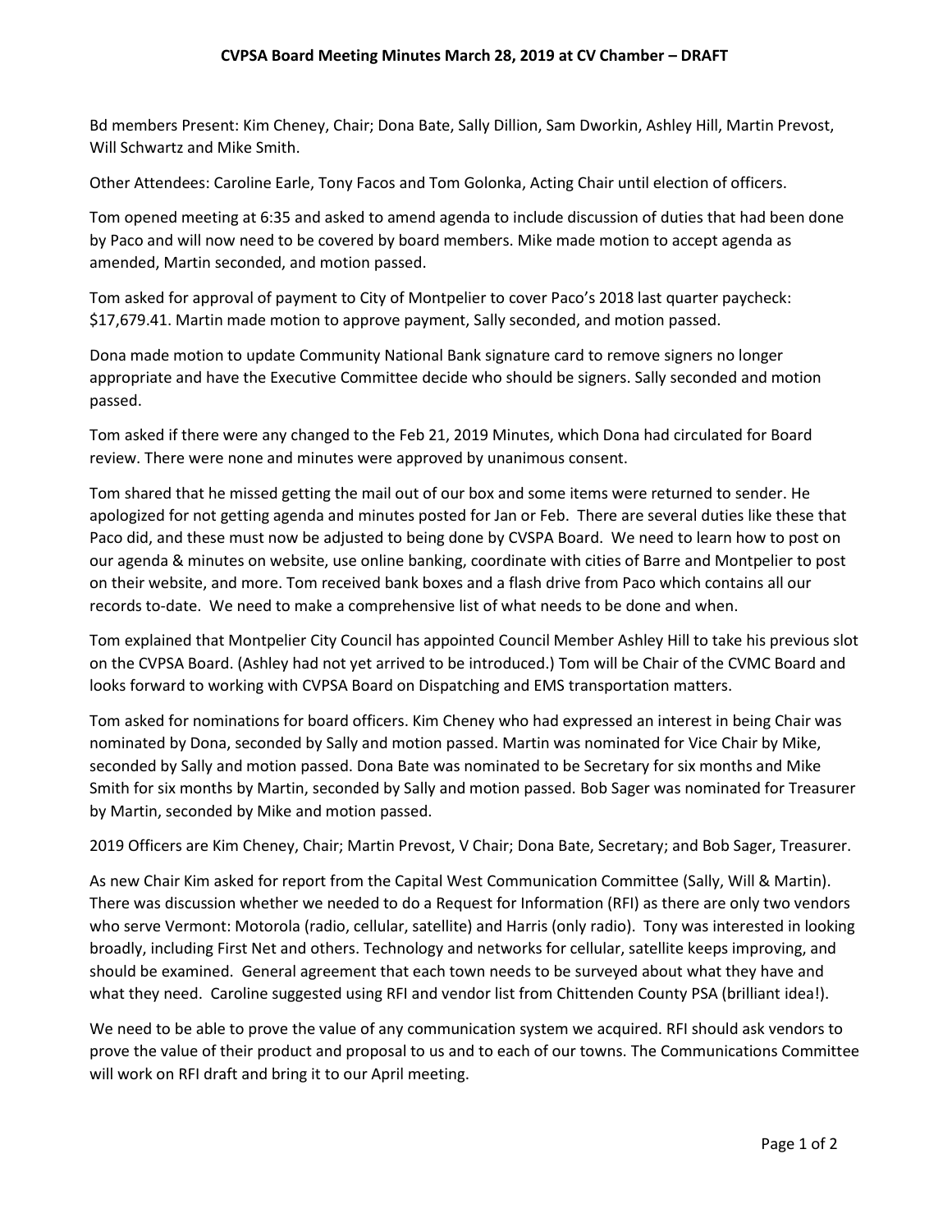# CVPSA Board Meeting Minutes March 28, 2019 at CV Chamber – DRAFT

Bd members Present: Kim Cheney, Chair; Dona Bate, Sally Dillion, Sam Dworkin, Ashley Hill, Martin Prevost, Will Schwartz and Mike Smith.

Other Attendees: Caroline Earle, Tony Facos and Tom Golonka, Acting Chair until election of officers.

Tom opened meeting at 6:35 and asked to amend agenda to include discussion of duties that had been done by Paco and will now need to be covered by board members. Mike made motion to accept agenda as amended, Martin seconded, and motion passed.

Tom asked for approval of payment to City of Montpelier to cover Paco's 2018 last quarter paycheck: $17,679.41. Martin made motion to approve payment, Sally seconded, and motion passed.

Dona made motion to update Community National Bank signature card to remove signers no longer appropriate and have the Executive Committee decide who should be signers. Sally seconded and motion passed.

Tom asked if there were any changed to the Feb 21, 2019 Minutes, which Dona had circulated for Board review. There were none and minutes were approved by unanimous consent.

Tom shared that he missed getting the mail out of our box and some items were returned to sender. He apologized for not getting agenda and minutes posted for Jan or Feb. There are several duties like these that Paco did, and these must now be adjusted to being done by CVSPA Board. We need to learn how to post on our agenda & minutes on website, use online banking, coordinate with cities of Barre and Montpelier to post on their website, and more. Tom received bank boxes and a flash drive from Paco which contains all our records to-date. We need to make a comprehensive list of what needs to be done and when.

Tom explained that Montpelier City Council has appointed Council Member Ashley Hill to take his previous slot on the CVPSA Board. (Ashley had not yet arrived to be introduced.) Tom will be Chair of the CVMC Board and looks forward to working with CVPSA Board on Dispatching and EMS transportation matters.

Tom asked for nominations for board officers. Kim Cheney who had expressed an interest in being Chair was nominated by Dona, seconded by Sally and motion passed. Martin was nominated for Vice Chair by Mike, seconded by Sally and motion passed. Dona Bate was nominated to be Secretary for six months and Mike Smith for six months by Martin, seconded by Sally and motion passed. Bob Sager was nominated for Treasurer by Martin, seconded by Mike and motion passed.

2019 Officers are Kim Cheney, Chair; Martin Prevost, V Chair; Dona Bate, Secretary; and Bob Sager, Treasurer.

As new Chair Kim asked for report from the Capital West Communication Committee (Sally, Will & Martin). There was discussion whether we needed to do a Request for Information (RFI) as there are only two vendors who serve Vermont: Motorola (radio, cellular, satellite) and Harris (only radio). Tony was interested in looking broadly, including First Net and others. Technology and networks for cellular, satellite keeps improving, and should be examined. General agreement that each town needs to be surveyed about what they have and what they need. Caroline suggested using RFI and vendor list from Chittenden County PSA (brilliant idea!).

We need to be able to prove the value of any communication system we acquired. RFI should ask vendors to prove the value of their product and proposal to us and to each of our towns. The Communications Committee will work on RFI draft and bring it to our April meeting.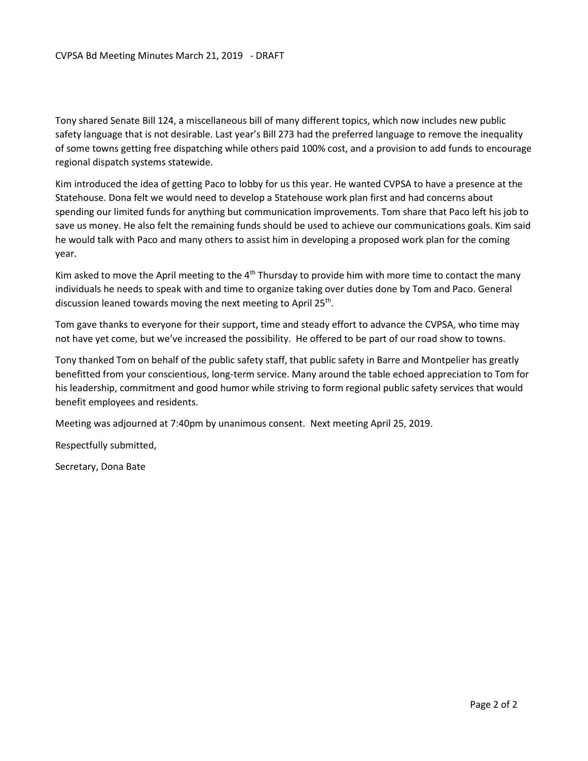CVPSA Bd Meeting Minutes March 21, 2019 - DRAFT

Tony shared Senate Bill 124, a miscellaneous bill of many different topics, which now includes new public safety language that is not desirable. Last year's Bill 273 had the preferred language to remove the inequality of some towns getting free dispatching while others paid 100% cost, and a provision to add funds to encourage regional dispatch systems statewide.

Kim introduced the idea of getting Paco to lobby for us this year. He wanted CVPSA to have a presence at the Statehouse. Dona felt we would need to develop a Statehouse work plan first and had concerns about spending our limited funds for anything but communication improvements. Tom share that Paco left his job to save us money. He also felt the remaining funds should be used to achieve our communications goals. Kim said he would talk with Paco and many others to assist him in developing a proposed work plan for the coming year.

Kim asked to move the April meeting to the 4th Thursday to provide him with more time to contact the many individuals he needs to speak with and time to organize taking over duties done by Tom and Paco. General discussion leaned towards moving the next meeting to April 25th.

Tom gave thanks to everyone for their support, time and steady effort to advance the CVPSA, who time may not have yet come, but we've increased the possibility. He offered to be part of our road show to towns.

Tony thanked Tom on behalf of the public safety staff, that public safety in Barre and Montpelier has greatly benefitted from your conscientious, long-term service. Many around the table echoed appreciation to Tom for his leadership, commitment and good humor while striving to form regional public safety services that would benefit employees and residents.

Meeting was adjourned at 7:40pm by unanimous consent. Next meeting April 25, 2019.

Respectfully submitted,

Secretary, Dona Bate